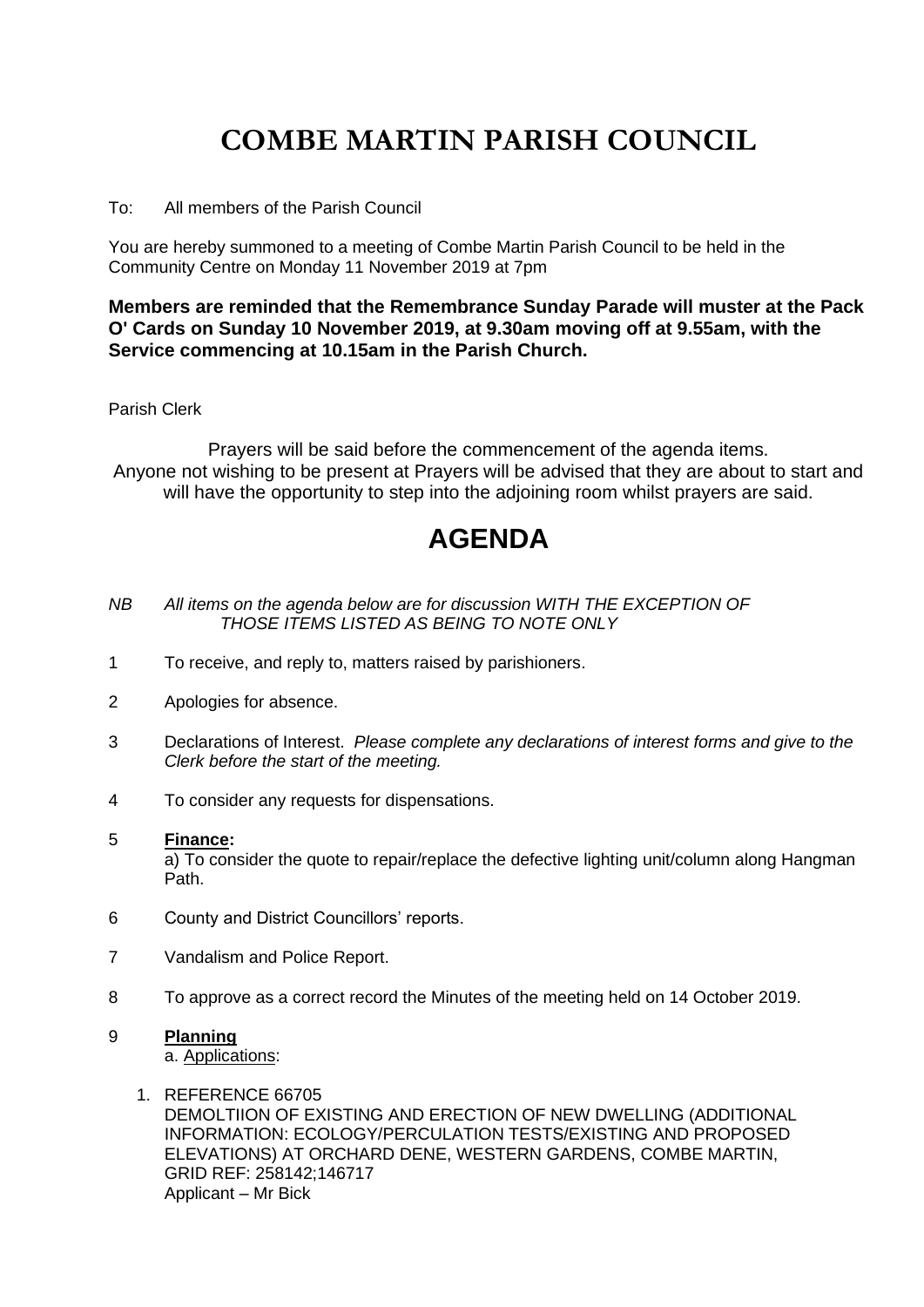# COMBE MARTIN PARISH COUNCIL

To: All members of the Parish Council

You are hereby summoned to a meeting of Combe Martin Parish Council to be held in the Community Centre on Monday 11 November 2019 at 7pm

**Members are reminded that the Remembrance Sunday Parade will muster at the Pack O' Cards on Sunday 10 November 2019, at 9.30am moving off at 9.55am, with the Service commencing at 10.15am in the Parish Church.**

Parish Clerk

Prayers will be said before the commencement of the agenda items. Anyone not wishing to be present at Prayers will be advised that they are about to start and will have the opportunity to step into the adjoining room whilst prayers are said.

# AGENDA

*NB All items on the agenda below are for discussion WITH THE EXCEPTION OF THOSE ITEMS LISTED AS BEING TO NOTE ONLY*

1 To receive, and reply to, matters raised by parishioners.

2 Apologies for absence.

3 Declarations of Interest. *Please complete any declarations of interest forms and give to the Clerk before the start of the meeting.*

4 To consider any requests for dispensations.

5 **Finance:**
a) To consider the quote to repair/replace the defective lighting unit/column along Hangman Path.

6 County and District Councillors' reports.

7 Vandalism and Police Report.

8 To approve as a correct record the Minutes of the meeting held on 14 October 2019.

9 **Planning**
a. Applications:

1. REFERENCE 66705
DEMOLTIION OF EXISTING AND ERECTION OF NEW DWELLING (ADDITIONAL INFORMATION: ECOLOGY/PERCULATION TESTS/EXISTING AND PROPOSED ELEVATIONS) AT ORCHARD DENE, WESTERN GARDENS, COMBE MARTIN, GRID REF: 258142;146717
Applicant – Mr Bick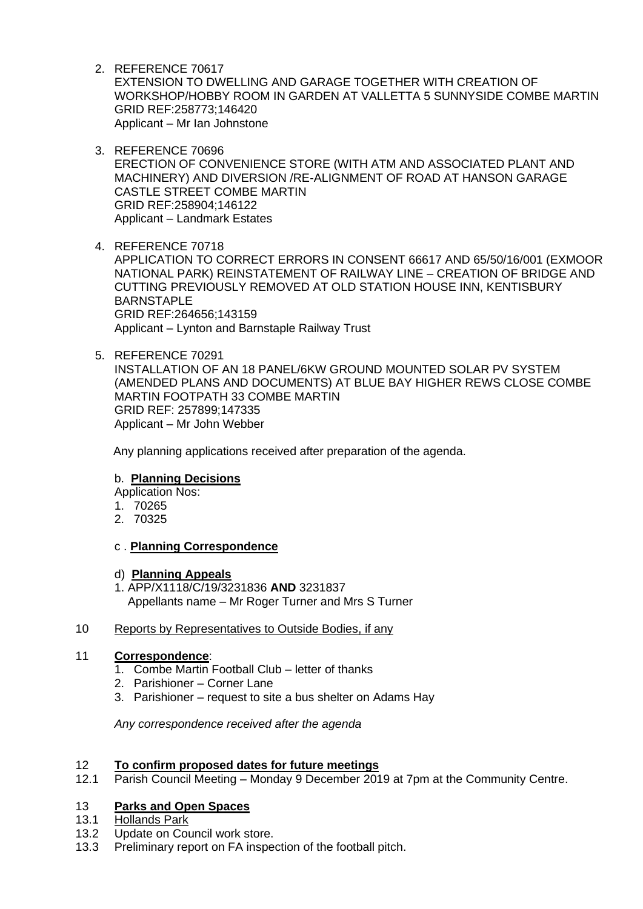2. REFERENCE 70617
   EXTENSION TO DWELLING AND GARAGE TOGETHER WITH CREATION OF WORKSHOP/HOBBY ROOM IN GARDEN AT VALLETTA 5 SUNNYSIDE COMBE MARTIN
   GRID REF:258773;146420
   Applicant – Mr Ian Johnstone

3. REFERENCE 70696
   ERECTION OF CONVENIENCE STORE (WITH ATM AND ASSOCIATED PLANT AND MACHINERY) AND DIVERSION /RE-ALIGNMENT OF ROAD AT HANSON GARAGE CASTLE STREET COMBE MARTIN
   GRID REF:258904;146122
   Applicant – Landmark Estates

4. REFERENCE 70718
   APPLICATION TO CORRECT ERRORS IN CONSENT 66617 AND 65/50/16/001 (EXMOOR NATIONAL PARK) REINSTATEMENT OF RAILWAY LINE – CREATION OF BRIDGE AND CUTTING PREVIOUSLY REMOVED AT OLD STATION HOUSE INN, KENTISBURY BARNSTAPLE
   GRID REF:264656;143159
   Applicant – Lynton and Barnstaple Railway Trust

5. REFERENCE 70291
   INSTALLATION OF AN 18 PANEL/6KW GROUND MOUNTED SOLAR PV SYSTEM (AMENDED PLANS AND DOCUMENTS) AT BLUE BAY HIGHER REWS CLOSE COMBE MARTIN FOOTPATH 33 COMBE MARTIN
   GRID REF: 257899;147335
   Applicant – Mr John Webber

   Any planning applications received after preparation of the agenda.

b. **Planning Decisions**

Application Nos:

1. 70265
2. 70325

c . **Planning Correspondence**

d) **Planning Appeals**

1. APP/X1118/C/19/3231836 **AND** 3231837
   Appellants name – Mr Roger Turner and Mrs S Turner

10 Reports by Representatives to Outside Bodies, if any

11 **Correspondence**:

1. Combe Martin Football Club – letter of thanks
2. Parishioner – Corner Lane
3. Parishioner – request to site a bus shelter on Adams Hay

*Any correspondence received after the agenda*

12 **To confirm proposed dates for future meetings**

12.1 Parish Council Meeting – Monday 9 December 2019 at 7pm at the Community Centre.

13 **Parks and Open Spaces**

13.1 Hollands Park

13.2 Update on Council work store.

13.3 Preliminary report on FA inspection of the football pitch.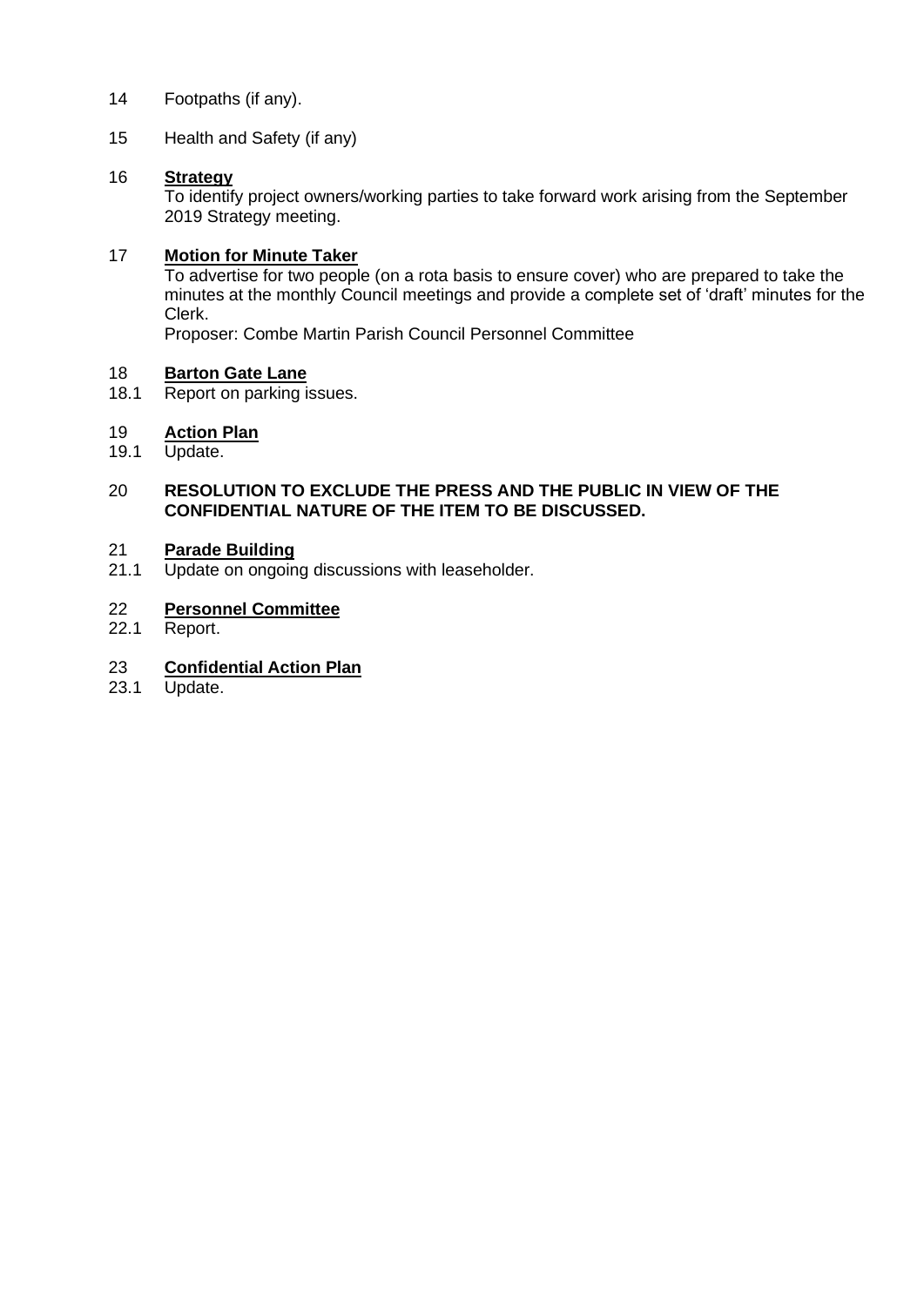14 Footpaths (if any).

15 Health and Safety (if any)

16 **Strategy**
To identify project owners/working parties to take forward work arising from the September 2019 Strategy meeting.

17 **Motion for Minute Taker**
To advertise for two people (on a rota basis to ensure cover) who are prepared to take the minutes at the monthly Council meetings and provide a complete set of 'draft' minutes for the Clerk.
Proposer: Combe Martin Parish Council Personnel Committee

18 **Barton Gate Lane**
18.1 Report on parking issues.

19 **Action Plan**
19.1 Update.

20 **RESOLUTION TO EXCLUDE THE PRESS AND THE PUBLIC IN VIEW OF THE CONFIDENTIAL NATURE OF THE ITEM TO BE DISCUSSED.**

21 **Parade Building**
21.1 Update on ongoing discussions with leaseholder.

22 **Personnel Committee**
22.1 Report.

23 **Confidential Action Plan**
23.1 Update.